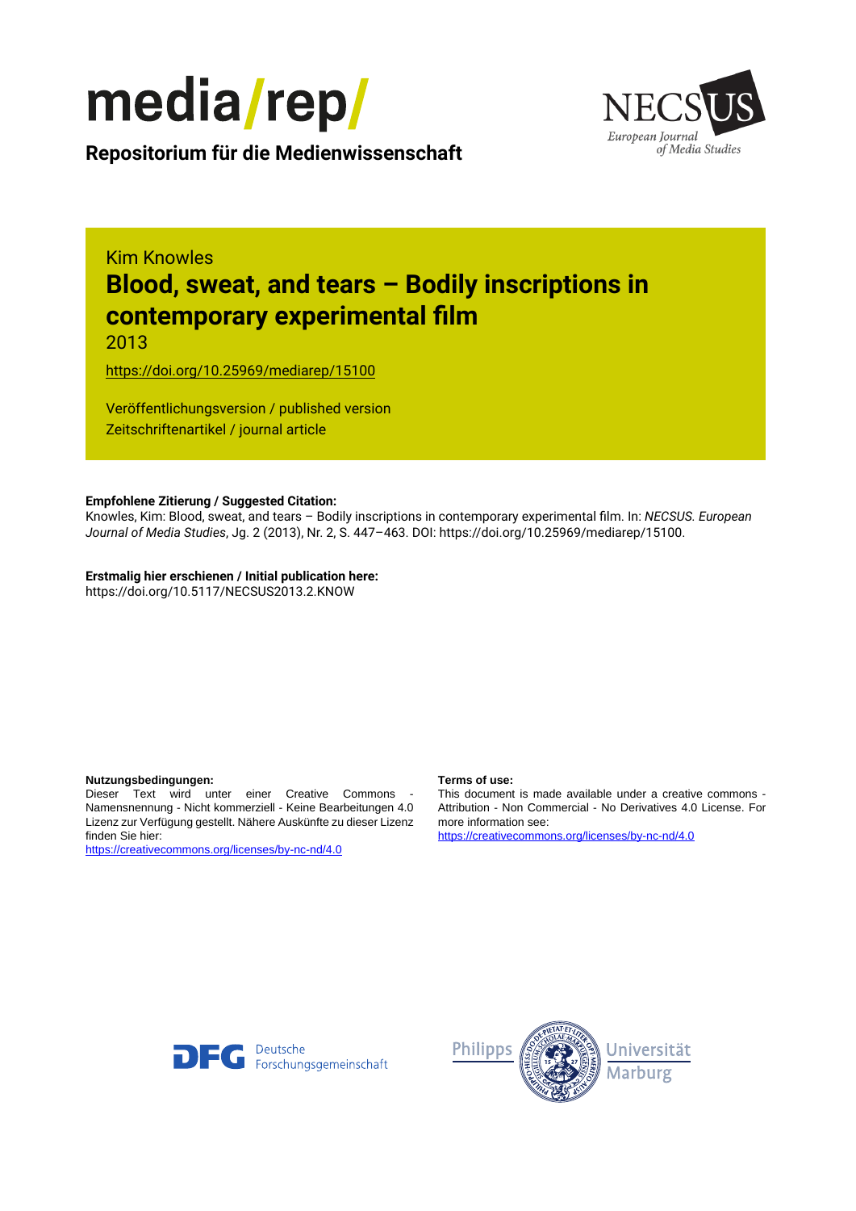media/rep/

**Repositorium für die Medienwissenschaft**

NECSUS European Journal of Media Studies

Kim Knowles

# Blood, sweat, and tears – Bodily inscriptions in contemporary experimental film

2013

https://doi.org/10.25969/mediarep/15100

Veröffentlichungsversion / published version
Zeitschriftenartikel / journal article

**Empfohlene Zitierung / Suggested Citation:**
Knowles, Kim: Blood, sweat, and tears – Bodily inscriptions in contemporary experimental film. In: *NECSUS. European Journal of Media Studies*, Jg. 2 (2013), Nr. 2, S. 447–463. DOI: https://doi.org/10.25969/mediarep/15100.

**Erstmalig hier erschienen / Initial publication here:**
https://doi.org/10.5117/NECSUS2013.2.KNOW

**Nutzungsbedingungen:**
Dieser Text wird unter einer Creative Commons - Namensnennung - Nicht kommerziell - Keine Bearbeitungen 4.0 Lizenz zur Verfügung gestellt. Nähere Auskünfte zu dieser Lizenz finden Sie hier:
https://creativecommons.org/licenses/by-nc-nd/4.0

**Terms of use:**
This document is made available under a creative commons - Attribution - Non Commercial - No Derivatives 4.0 License. For more information see:
https://creativecommons.org/licenses/by-nc-nd/4.0

Deutsche Forschungsgemeinschaft

Philipps Universität Marburg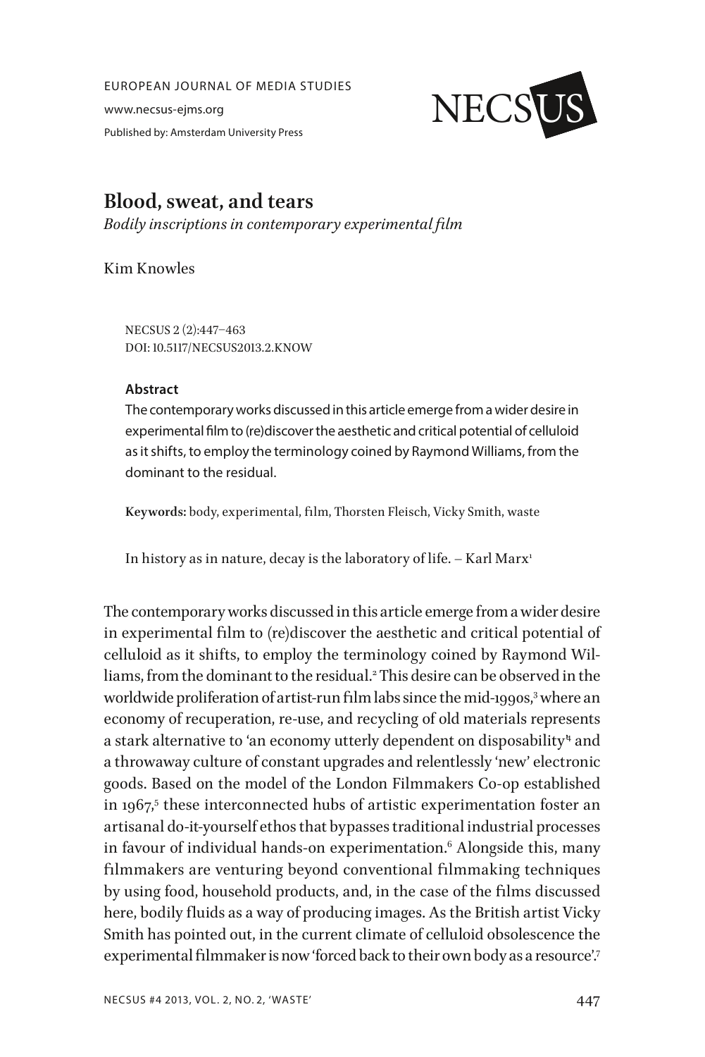EUROPEAN JOURNAL OF MEDIA STUDIES

www.necsus-ejms.org

Published by: Amsterdam University Press

# Blood, sweat, and tears

*Bodily inscriptions in contemporary experimental film*

Kim Knowles

NECSUS 2 (2):447–463
DOI: 10.5117/NECSUS2013.2.KNOW

**Abstract**

The contemporary works discussed in this article emerge from a wider desire in experimental film to (re)discover the aesthetic and critical potential of celluloid as it shifts, to employ the terminology coined by Raymond Williams, from the dominant to the residual.

**Keywords:** body, experimental, film, Thorsten Fleisch, Vicky Smith, waste

In history as in nature, decay is the laboratory of life. – Karl Marx[1]

The contemporary works discussed in this article emerge from a wider desire in experimental film to (re)discover the aesthetic and critical potential of celluloid as it shifts, to employ the terminology coined by Raymond Williams, from the dominant to the residual.[2] This desire can be observed in the worldwide proliferation of artist-run film labs since the mid-1990s,[3] where an economy of recuperation, re-use, and recycling of old materials represents a stark alternative to 'an economy utterly dependent on disposability'[4] and a throwaway culture of constant upgrades and relentlessly 'new' electronic goods. Based on the model of the London Filmmakers Co-op established in 1967,[5] these interconnected hubs of artistic experimentation foster an artisanal do-it-yourself ethos that bypasses traditional industrial processes in favour of individual hands-on experimentation.[6] Alongside this, many filmmakers are venturing beyond conventional filmmaking techniques by using food, household products, and, in the case of the films discussed here, bodily fluids as a way of producing images. As the British artist Vicky Smith has pointed out, in the current climate of celluloid obsolescence the experimental filmmaker is now 'forced back to their own body as a resource'.[7]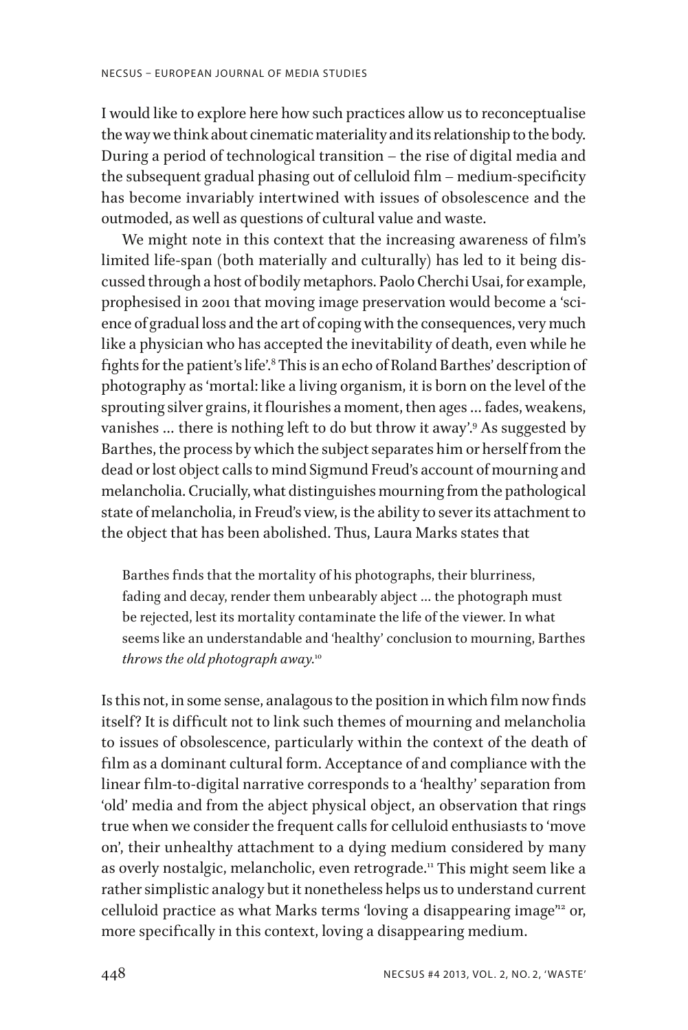I would like to explore here how such practices allow us to reconceptualise the way we think about cinematic materiality and its relationship to the body. During a period of technological transition – the rise of digital media and the subsequent gradual phasing out of celluloid film – medium-specificity has become invariably intertwined with issues of obsolescence and the outmoded, as well as questions of cultural value and waste.

We might note in this context that the increasing awareness of film's limited life-span (both materially and culturally) has led to it being discussed through a host of bodily metaphors. Paolo Cherchi Usai, for example, prophesised in 2001 that moving image preservation would become a 'science of gradual loss and the art of coping with the consequences, very much like a physician who has accepted the inevitability of death, even while he fights for the patient's life'.[8] This is an echo of Roland Barthes' description of photography as 'mortal: like a living organism, it is born on the level of the sprouting silver grains, it flourishes a moment, then ages … fades, weakens, vanishes … there is nothing left to do but throw it away'.[9] As suggested by Barthes, the process by which the subject separates him or herself from the dead or lost object calls to mind Sigmund Freud's account of mourning and melancholia. Crucially, what distinguishes mourning from the pathological state of melancholia, in Freud's view, is the ability to sever its attachment to the object that has been abolished. Thus, Laura Marks states that

> Barthes finds that the mortality of his photographs, their blurriness, fading and decay, render them unbearably abject … the photograph must be rejected, lest its mortality contaminate the life of the viewer. In what seems like an understandable and 'healthy' conclusion to mourning, Barthes *throws the old photograph away*.[10]

Is this not, in some sense, analagous to the position in which film now finds itself? It is difficult not to link such themes of mourning and melancholia to issues of obsolescence, particularly within the context of the death of film as a dominant cultural form. Acceptance of and compliance with the linear film-to-digital narrative corresponds to a 'healthy' separation from 'old' media and from the abject physical object, an observation that rings true when we consider the frequent calls for celluloid enthusiasts to 'move on', their unhealthy attachment to a dying medium considered by many as overly nostalgic, melancholic, even retrograde.[11] This might seem like a rather simplistic analogy but it nonetheless helps us to understand current celluloid practice as what Marks terms 'loving a disappearing image'[12] or, more specifically in this context, loving a disappearing medium.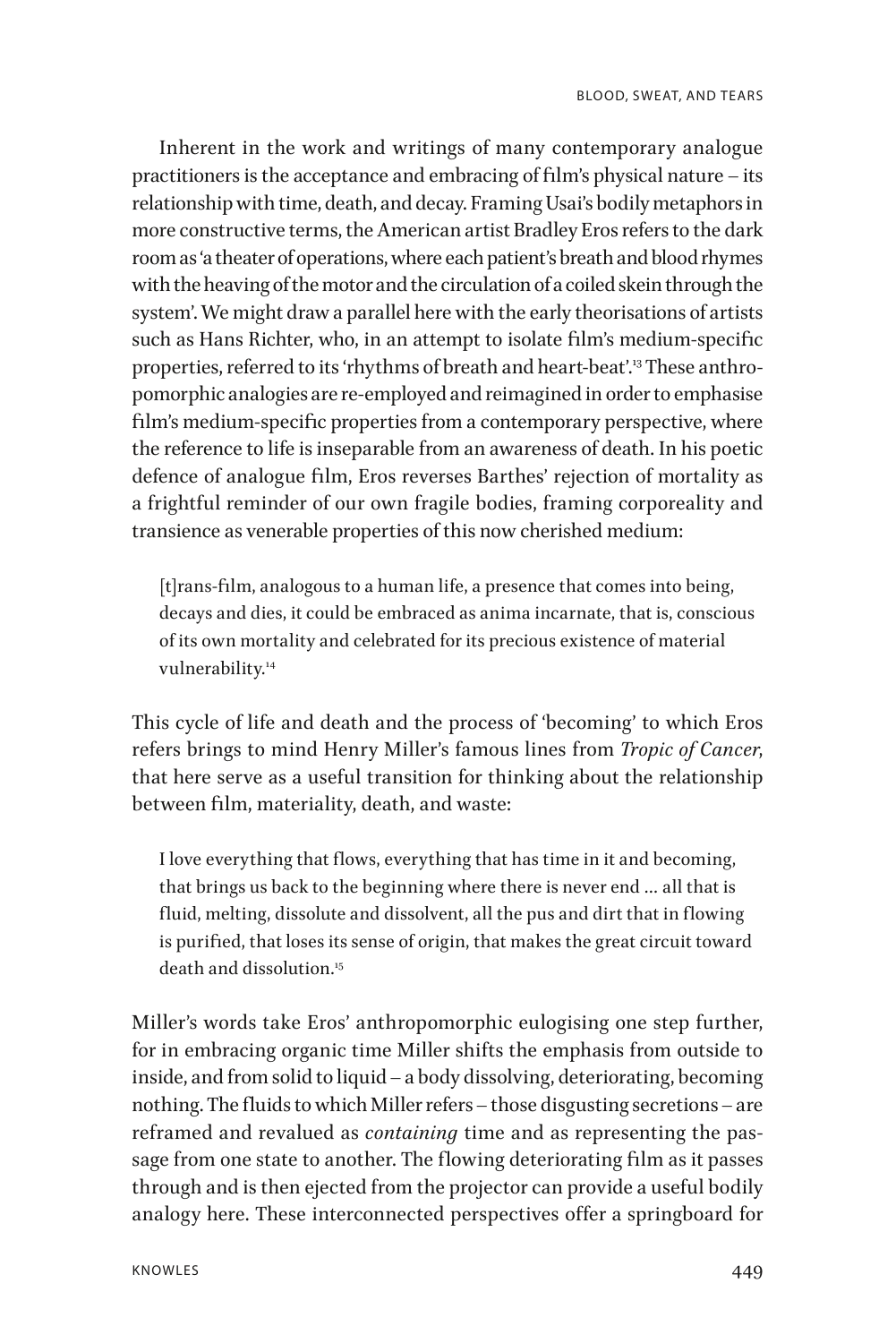Inherent in the work and writings of many contemporary analogue practitioners is the acceptance and embracing of film's physical nature – its relationship with time, death, and decay. Framing Usai's bodily metaphors in more constructive terms, the American artist Bradley Eros refers to the dark room as 'a theater of operations, where each patient's breath and blood rhymes with the heaving of the motor and the circulation of a coiled skein through the system'. We might draw a parallel here with the early theorisations of artists such as Hans Richter, who, in an attempt to isolate film's medium-specific properties, referred to its 'rhythms of breath and heart-beat'.[13] These anthropomorphic analogies are re-employed and reimagined in order to emphasise film's medium-specific properties from a contemporary perspective, where the reference to life is inseparable from an awareness of death. In his poetic defence of analogue film, Eros reverses Barthes' rejection of mortality as a frightful reminder of our own fragile bodies, framing corporeality and transience as venerable properties of this now cherished medium:

> [t]rans-film, analogous to a human life, a presence that comes into being, decays and dies, it could be embraced as anima incarnate, that is, conscious of its own mortality and celebrated for its precious existence of material vulnerability.[14]

This cycle of life and death and the process of 'becoming' to which Eros refers brings to mind Henry Miller's famous lines from *Tropic of Cancer*, that here serve as a useful transition for thinking about the relationship between film, materiality, death, and waste:

> I love everything that flows, everything that has time in it and becoming, that brings us back to the beginning where there is never end ... all that is fluid, melting, dissolute and dissolvent, all the pus and dirt that in flowing is purified, that loses its sense of origin, that makes the great circuit toward death and dissolution.[15]

Miller's words take Eros' anthropomorphic eulogising one step further, for in embracing organic time Miller shifts the emphasis from outside to inside, and from solid to liquid – a body dissolving, deteriorating, becoming nothing. The fluids to which Miller refers – those disgusting secretions – are reframed and revalued as *containing* time and as representing the passage from one state to another. The flowing deteriorating film as it passes through and is then ejected from the projector can provide a useful bodily analogy here. These interconnected perspectives offer a springboard for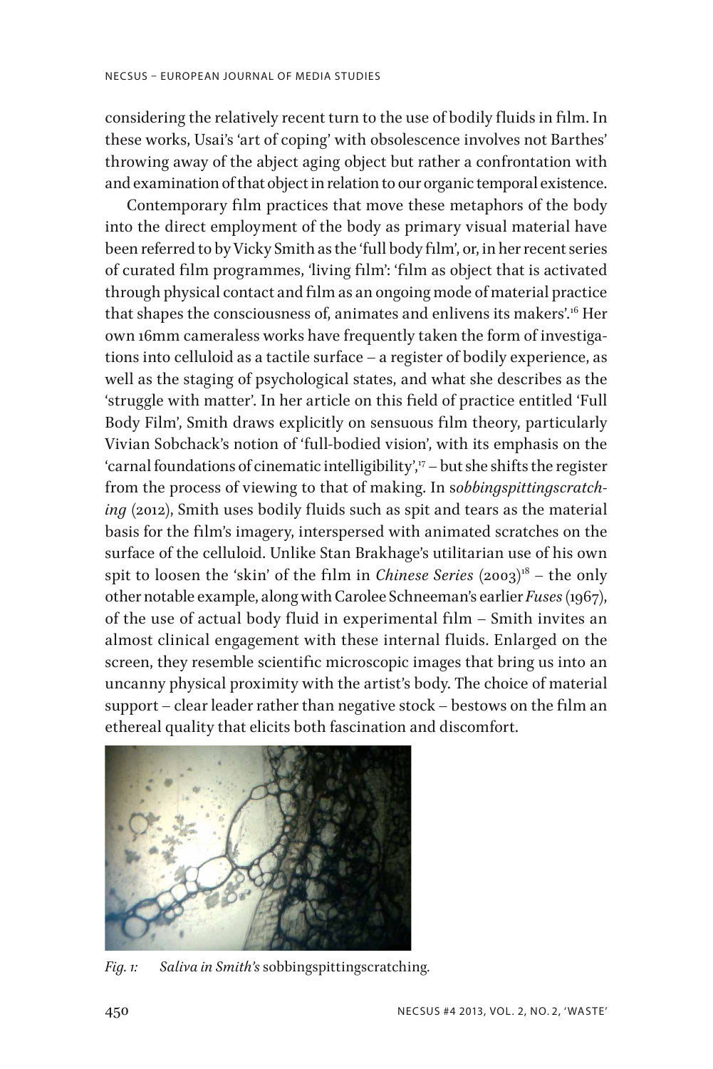considering the relatively recent turn to the use of bodily fluids in film. In these works, Usai's 'art of coping' with obsolescence involves not Barthes' throwing away of the abject aging object but rather a confrontation with and examination of that object in relation to our organic temporal existence.

Contemporary film practices that move these metaphors of the body into the direct employment of the body as primary visual material have been referred to by Vicky Smith as the 'full body film', or, in her recent series of curated film programmes, 'living film': 'film as object that is activated through physical contact and film as an ongoing mode of material practice that shapes the consciousness of, animates and enlivens its makers'.[16] Her own 16mm cameraless works have frequently taken the form of investigations into celluloid as a tactile surface – a register of bodily experience, as well as the staging of psychological states, and what she describes as the 'struggle with matter'. In her article on this field of practice entitled 'Full Body Film', Smith draws explicitly on sensuous film theory, particularly Vivian Sobchack's notion of 'full-bodied vision', with its emphasis on the 'carnal foundations of cinematic intelligibility',[17] – but she shifts the register from the process of viewing to that of making. In s*obbingspittingscratching* (2012), Smith uses bodily fluids such as spit and tears as the material basis for the film's imagery, interspersed with animated scratches on the surface of the celluloid. Unlike Stan Brakhage's utilitarian use of his own spit to loosen the 'skin' of the film in *Chinese Series* (2003)[18] – the only other notable example, along with Carolee Schneeman's earlier *Fuses* (1967), of the use of actual body fluid in experimental film – Smith invites an almost clinical engagement with these internal fluids. Enlarged on the screen, they resemble scientific microscopic images that bring us into an uncanny physical proximity with the artist's body. The choice of material support – clear leader rather than negative stock – bestows on the film an ethereal quality that elicits both fascination and discomfort.

*Fig. 1: Saliva in Smith's* sobbingspittingscratching.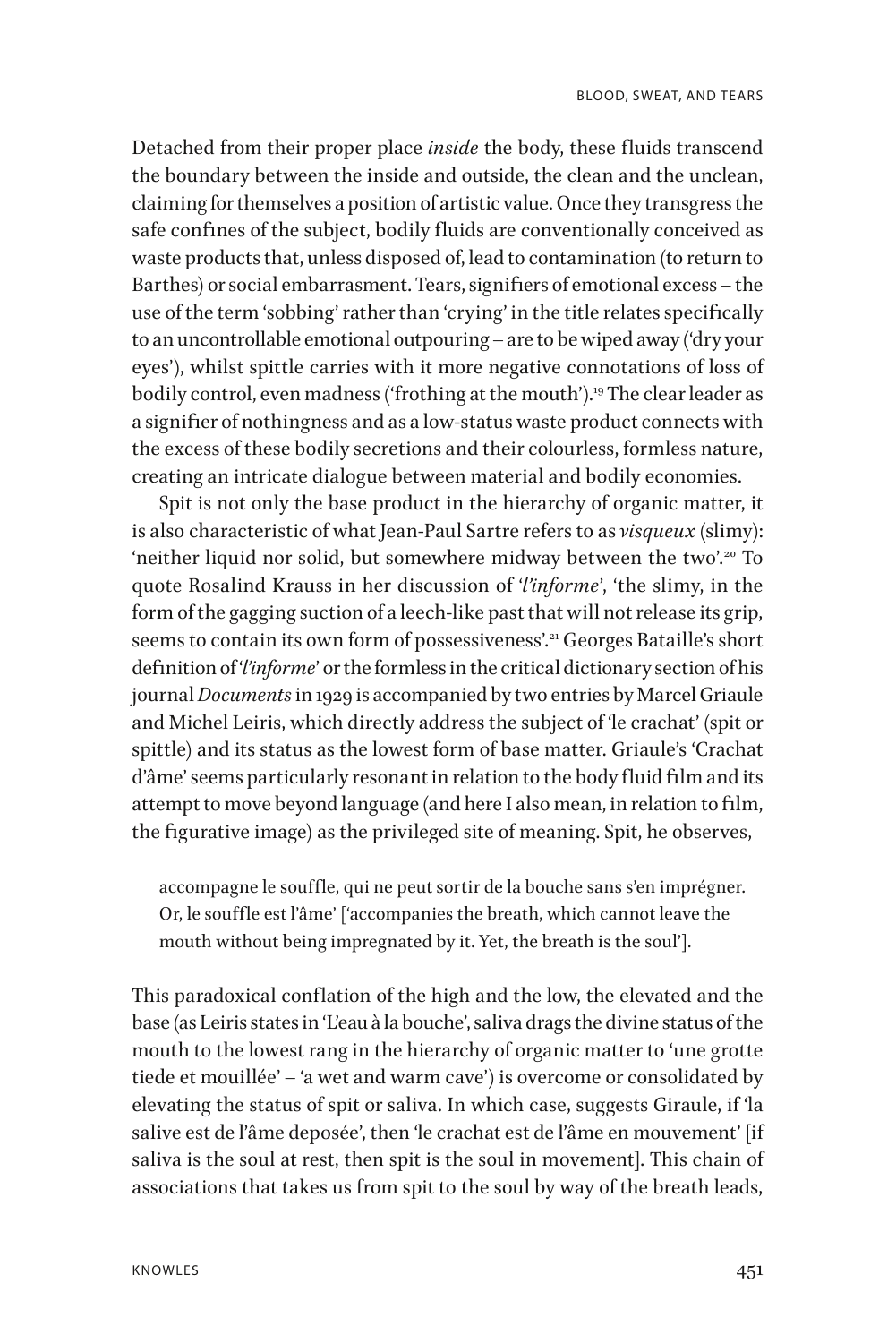Detached from their proper place *inside* the body, these fluids transcend the boundary between the inside and outside, the clean and the unclean, claiming for themselves a position of artistic value. Once they transgress the safe confines of the subject, bodily fluids are conventionally conceived as waste products that, unless disposed of, lead to contamination (to return to Barthes) or social embarrasment. Tears, signifiers of emotional excess – the use of the term 'sobbing' rather than 'crying' in the title relates specifically to an uncontrollable emotional outpouring – are to be wiped away ('dry your eyes'), whilst spittle carries with it more negative connotations of loss of bodily control, even madness ('frothing at the mouth').[19] The clear leader as a signifier of nothingness and as a low-status waste product connects with the excess of these bodily secretions and their colourless, formless nature, creating an intricate dialogue between material and bodily economies.

Spit is not only the base product in the hierarchy of organic matter, it is also characteristic of what Jean-Paul Sartre refers to as *visqueux* (slimy): 'neither liquid nor solid, but somewhere midway between the two'.[20] To quote Rosalind Krauss in her discussion of '*l'informe*', 'the slimy, in the form of the gagging suction of a leech-like past that will not release its grip, seems to contain its own form of possessiveness'.[21] Georges Bataille's short definition of '*l'informe*' or the formless in the critical dictionary section of his journal *Documents* in 1929 is accompanied by two entries by Marcel Griaule and Michel Leiris, which directly address the subject of 'le crachat' (spit or spittle) and its status as the lowest form of base matter. Griaule's 'Crachat d'âme' seems particularly resonant in relation to the body fluid film and its attempt to move beyond language (and here I also mean, in relation to film, the figurative image) as the privileged site of meaning. Spit, he observes,

> accompagne le souffle, qui ne peut sortir de la bouche sans s'en imprégner. Or, le souffle est l'âme' ['accompanies the breath, which cannot leave the mouth without being impregnated by it. Yet, the breath is the soul'].

This paradoxical conflation of the high and the low, the elevated and the base (as Leiris states in 'L'eau à la bouche', saliva drags the divine status of the mouth to the lowest rang in the hierarchy of organic matter to 'une grotte tiede et mouillée' – 'a wet and warm cave') is overcome or consolidated by elevating the status of spit or saliva. In which case, suggests Giraule, if 'la salive est de l'âme deposée', then 'le crachat est de l'âme en mouvement' [if saliva is the soul at rest, then spit is the soul in movement]. This chain of associations that takes us from spit to the soul by way of the breath leads,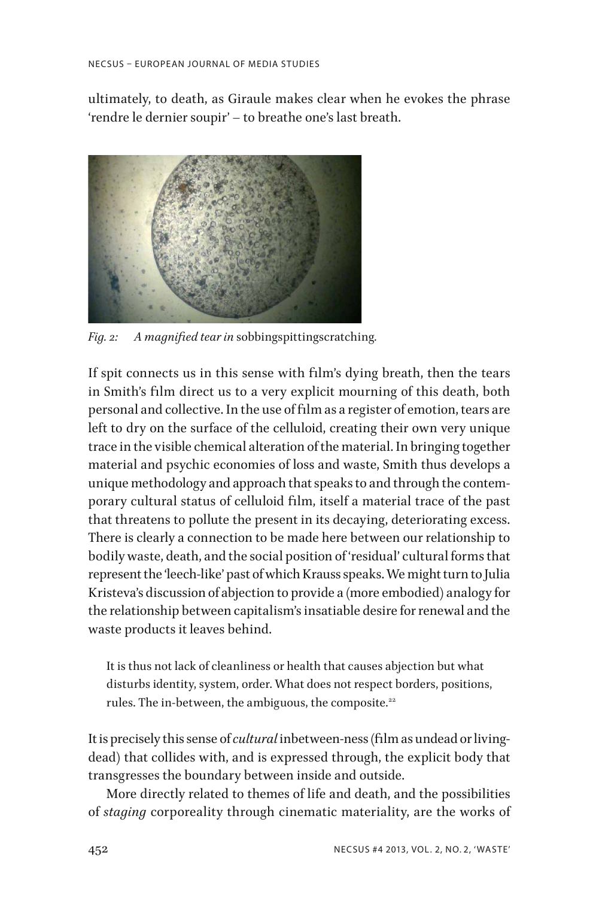ultimately, to death, as Giraule makes clear when he evokes the phrase 'rendre le dernier soupir' – to breathe one's last breath.

*Fig. 2: A magnified tear in* sobbingspittingscratching.

If spit connects us in this sense with film's dying breath, then the tears in Smith's film direct us to a very explicit mourning of this death, both personal and collective. In the use of film as a register of emotion, tears are left to dry on the surface of the celluloid, creating their own very unique trace in the visible chemical alteration of the material. In bringing together material and psychic economies of loss and waste, Smith thus develops a unique methodology and approach that speaks to and through the contemporary cultural status of celluloid film, itself a material trace of the past that threatens to pollute the present in its decaying, deteriorating excess. There is clearly a connection to be made here between our relationship to bodily waste, death, and the social position of 'residual' cultural forms that represent the 'leech-like' past of which Krauss speaks. We might turn to Julia Kristeva's discussion of abjection to provide a (more embodied) analogy for the relationship between capitalism's insatiable desire for renewal and the waste products it leaves behind.

> It is thus not lack of cleanliness or health that causes abjection but what disturbs identity, system, order. What does not respect borders, positions, rules. The in-between, the ambiguous, the composite.[22]

It is precisely this sense of *cultural* inbetween-ness (film as undead or living-dead) that collides with, and is expressed through, the explicit body that transgresses the boundary between inside and outside.

More directly related to themes of life and death, and the possibilities of *staging* corporeality through cinematic materiality, are the works of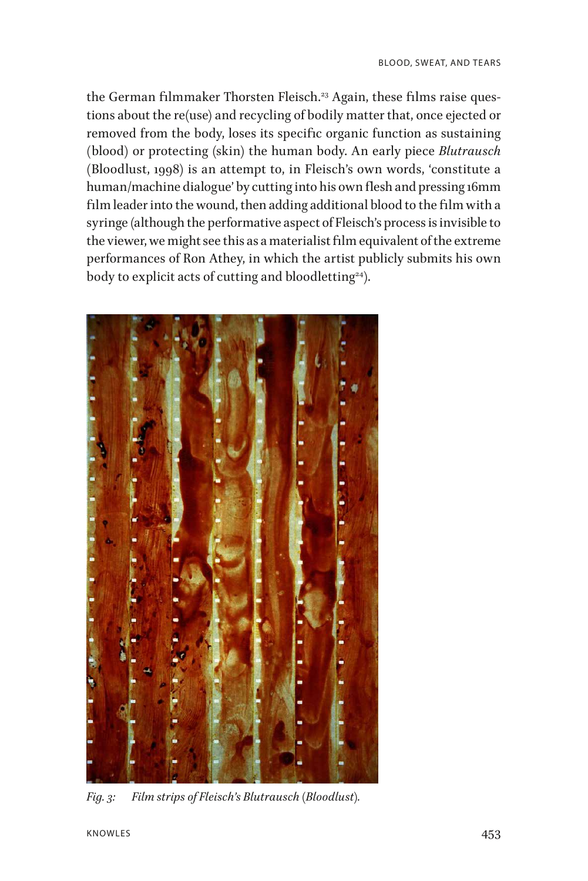the German filmmaker Thorsten Fleisch.[23] Again, these films raise questions about the re(use) and recycling of bodily matter that, once ejected or removed from the body, loses its specific organic function as sustaining (blood) or protecting (skin) the human body. An early piece *Blutrausch* (Bloodlust, 1998) is an attempt to, in Fleisch's own words, 'constitute a human/machine dialogue' by cutting into his own flesh and pressing 16mm film leader into the wound, then adding additional blood to the film with a syringe (although the performative aspect of Fleisch's process is invisible to the viewer, we might see this as a materialist film equivalent of the extreme performances of Ron Athey, in which the artist publicly submits his own body to explicit acts of cutting and bloodletting[24]).

*Fig. 3: Film strips of Fleisch's Blutrausch (Bloodlust).*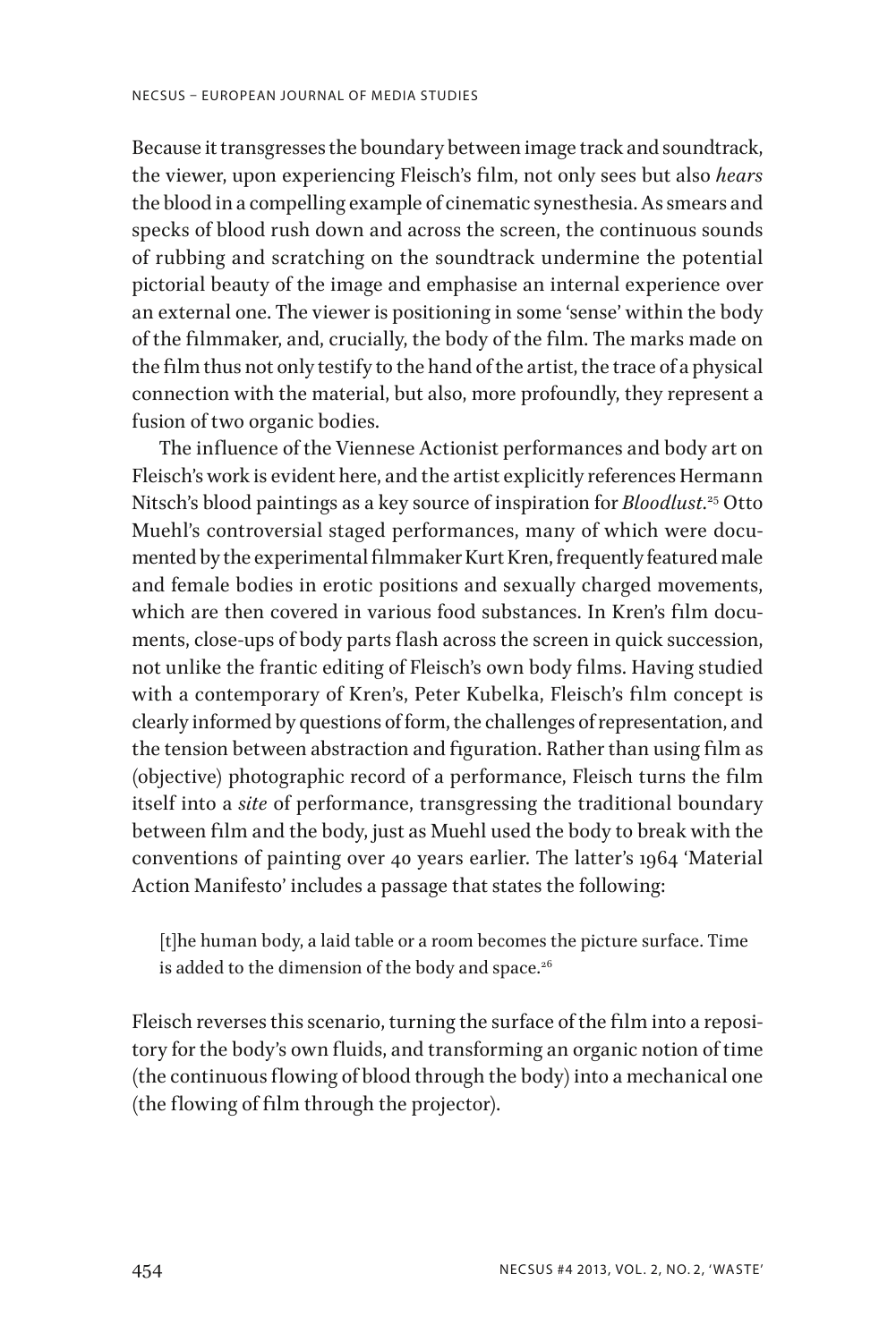Because it transgresses the boundary between image track and soundtrack, the viewer, upon experiencing Fleisch's film, not only sees but also *hears* the blood in a compelling example of cinematic synesthesia. As smears and specks of blood rush down and across the screen, the continuous sounds of rubbing and scratching on the soundtrack undermine the potential pictorial beauty of the image and emphasise an internal experience over an external one. The viewer is positioning in some 'sense' within the body of the filmmaker, and, crucially, the body of the film. The marks made on the film thus not only testify to the hand of the artist, the trace of a physical connection with the material, but also, more profoundly, they represent a fusion of two organic bodies.

The influence of the Viennese Actionist performances and body art on Fleisch's work is evident here, and the artist explicitly references Hermann Nitsch's blood paintings as a key source of inspiration for *Bloodlust*.[25] Otto Muehl's controversial staged performances, many of which were documented by the experimental filmmaker Kurt Kren, frequently featured male and female bodies in erotic positions and sexually charged movements, which are then covered in various food substances. In Kren's film documents, close-ups of body parts flash across the screen in quick succession, not unlike the frantic editing of Fleisch's own body films. Having studied with a contemporary of Kren's, Peter Kubelka, Fleisch's film concept is clearly informed by questions of form, the challenges of representation, and the tension between abstraction and figuration. Rather than using film as (objective) photographic record of a performance, Fleisch turns the film itself into a *site* of performance, transgressing the traditional boundary between film and the body, just as Muehl used the body to break with the conventions of painting over 40 years earlier. The latter's 1964 'Material Action Manifesto' includes a passage that states the following:

> [t]he human body, a laid table or a room becomes the picture surface. Time is added to the dimension of the body and space.[26]

Fleisch reverses this scenario, turning the surface of the film into a repository for the body's own fluids, and transforming an organic notion of time (the continuous flowing of blood through the body) into a mechanical one (the flowing of film through the projector).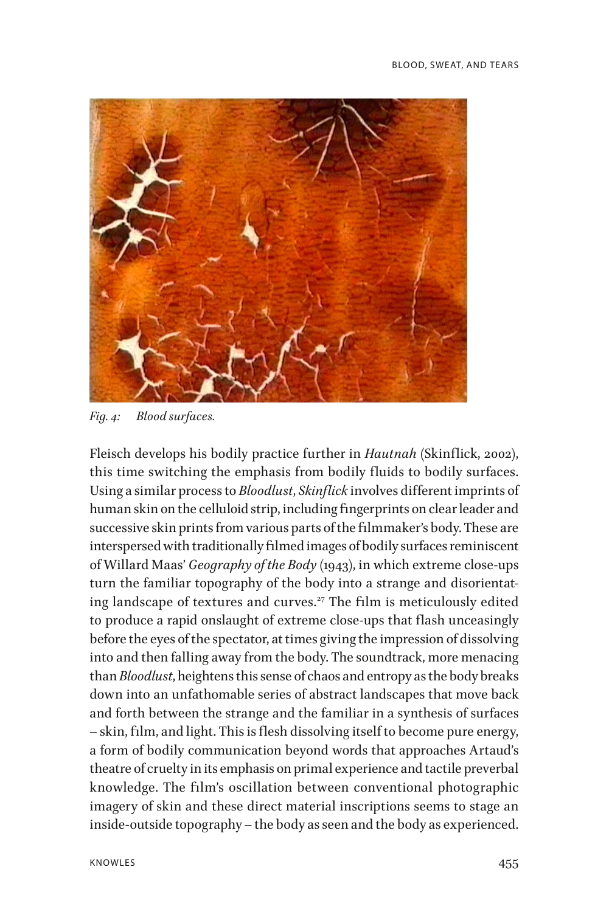*Fig. 4: Blood surfaces.*

Fleisch develops his bodily practice further in *Hautnah* (Skinflick, 2002), this time switching the emphasis from bodily fluids to bodily surfaces. Using a similar process to *Bloodlust*, *Skinflick* involves different imprints of human skin on the celluloid strip, including fingerprints on clear leader and successive skin prints from various parts of the filmmaker's body. These are interspersed with traditionally filmed images of bodily surfaces reminiscent of Willard Maas' *Geography of the Body* (1943), in which extreme close-ups turn the familiar topography of the body into a strange and disorientating landscape of textures and curves.[27] The film is meticulously edited to produce a rapid onslaught of extreme close-ups that flash unceasingly before the eyes of the spectator, at times giving the impression of dissolving into and then falling away from the body. The soundtrack, more menacing than *Bloodlust*, heightens this sense of chaos and entropy as the body breaks down into an unfathomable series of abstract landscapes that move back and forth between the strange and the familiar in a synthesis of surfaces – skin, film, and light. This is flesh dissolving itself to become pure energy, a form of bodily communication beyond words that approaches Artaud's theatre of cruelty in its emphasis on primal experience and tactile preverbal knowledge. The film's oscillation between conventional photographic imagery of skin and these direct material inscriptions seems to stage an inside-outside topography – the body as seen and the body as experienced.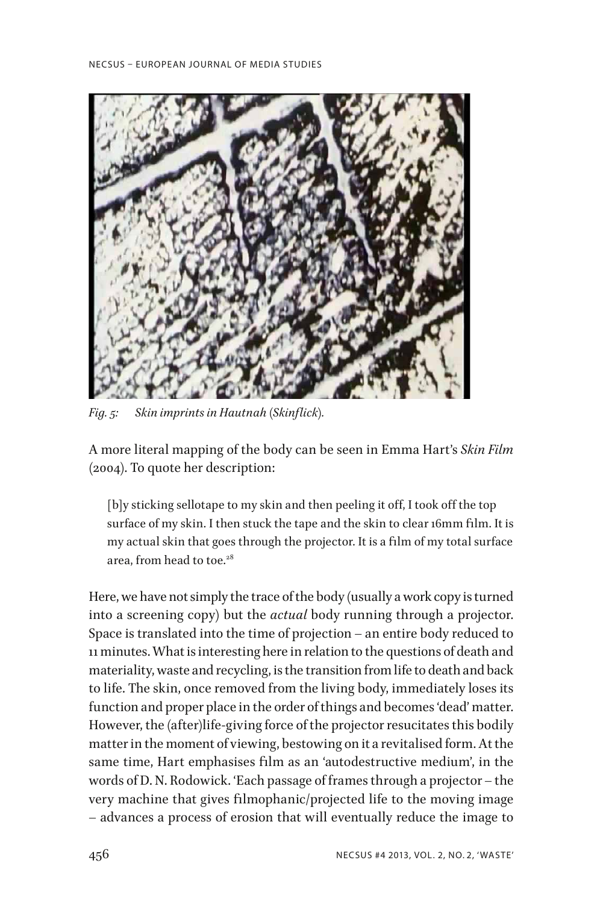*Fig. 5: Skin imprints in Hautnah (Skinflick).*

A more literal mapping of the body can be seen in Emma Hart's *Skin Film* (2004). To quote her description:

> [b]y sticking sellotape to my skin and then peeling it off, I took off the top surface of my skin. I then stuck the tape and the skin to clear 16mm film. It is my actual skin that goes through the projector. It is a film of my total surface area, from head to toe.[28]

Here, we have not simply the trace of the body (usually a work copy is turned into a screening copy) but the *actual* body running through a projector. Space is translated into the time of projection – an entire body reduced to 11 minutes. What is interesting here in relation to the questions of death and materiality, waste and recycling, is the transition from life to death and back to life. The skin, once removed from the living body, immediately loses its function and proper place in the order of things and becomes 'dead' matter. However, the (after)life-giving force of the projector resuscitates this bodily matter in the moment of viewing, bestowing on it a revitalised form. At the same time, Hart emphasises film as an 'autodestructive medium', in the words of D. N. Rodowick. 'Each passage of frames through a projector – the very machine that gives filmophanic/projected life to the moving image – advances a process of erosion that will eventually reduce the image to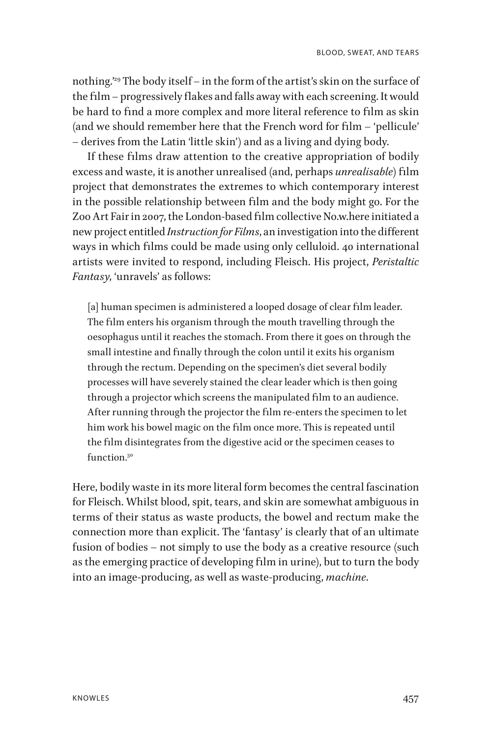nothing.'[29] The body itself – in the form of the artist's skin on the surface of the film – progressively flakes and falls away with each screening. It would be hard to find a more complex and more literal reference to film as skin (and we should remember here that the French word for film – 'pellicule' – derives from the Latin 'little skin') and as a living and dying body.

If these films draw attention to the creative appropriation of bodily excess and waste, it is another unrealised (and, perhaps *unrealisable*) film project that demonstrates the extremes to which contemporary interest in the possible relationship between film and the body might go. For the Zoo Art Fair in 2007, the London-based film collective No.w.here initiated a new project entitled *Instruction for Films*, an investigation into the different ways in which films could be made using only celluloid. 40 international artists were invited to respond, including Fleisch. His project, *Peristaltic Fantasy*, 'unravels' as follows:

> [a] human specimen is administered a looped dosage of clear film leader. The film enters his organism through the mouth travelling through the oesophagus until it reaches the stomach. From there it goes on through the small intestine and finally through the colon until it exits his organism through the rectum. Depending on the specimen's diet several bodily processes will have severely stained the clear leader which is then going through a projector which screens the manipulated film to an audience. After running through the projector the film re-enters the specimen to let him work his bowel magic on the film once more. This is repeated until the film disintegrates from the digestive acid or the specimen ceases to function.[30]

Here, bodily waste in its more literal form becomes the central fascination for Fleisch. Whilst blood, spit, tears, and skin are somewhat ambiguous in terms of their status as waste products, the bowel and rectum make the connection more than explicit. The 'fantasy' is clearly that of an ultimate fusion of bodies – not simply to use the body as a creative resource (such as the emerging practice of developing film in urine), but to turn the body into an image-producing, as well as waste-producing, *machine*.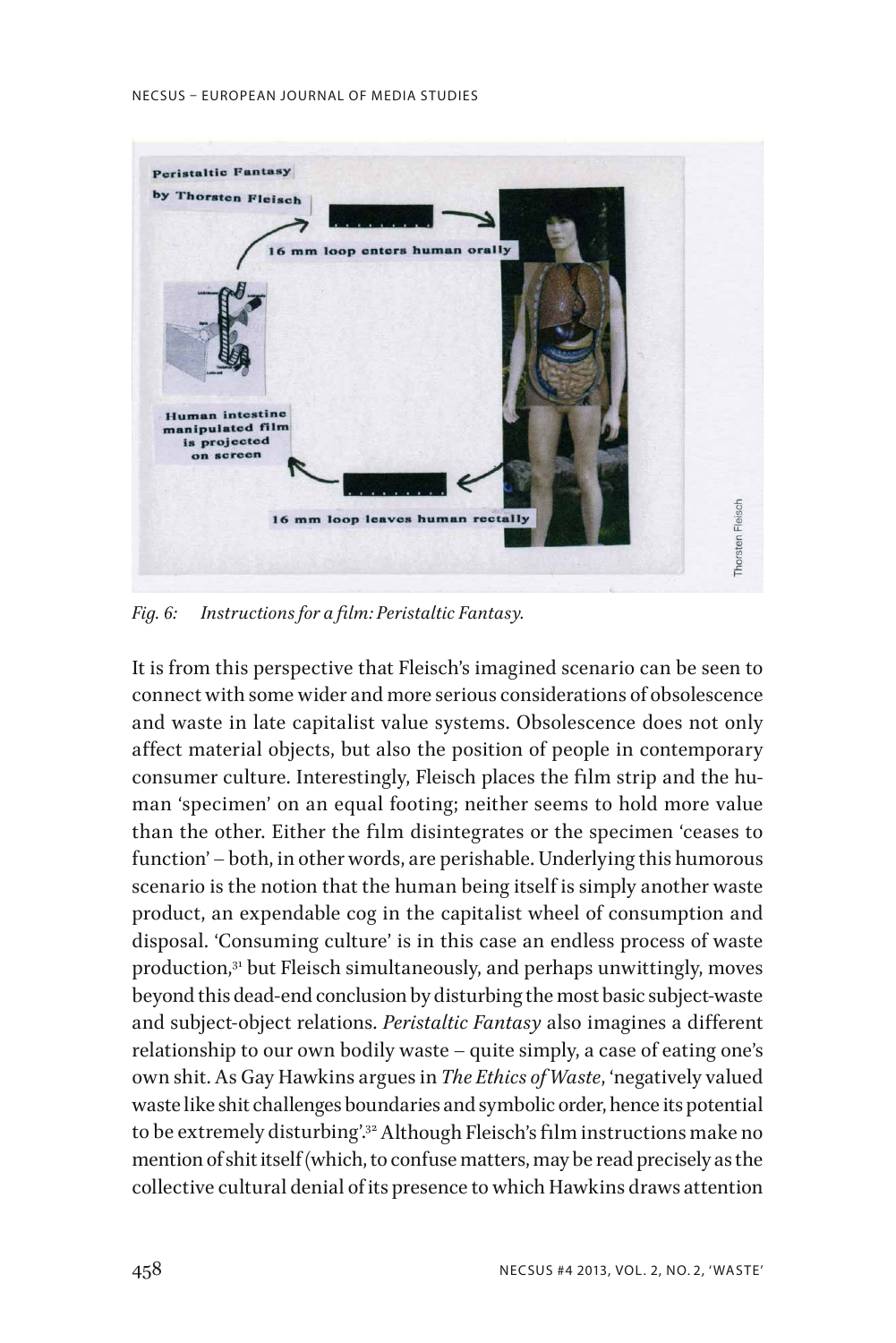Peristaltic Fantasy
by Thorsten Fleisch

16 mm loop enters human orally

Human intestine manipulated film is projected on screen

16 mm loop leaves human rectally

Thorsten Fleisch

*Fig. 6: Instructions for a film: Peristaltic Fantasy.*

It is from this perspective that Fleisch's imagined scenario can be seen to connect with some wider and more serious considerations of obsolescence and waste in late capitalist value systems. Obsolescence does not only affect material objects, but also the position of people in contemporary consumer culture. Interestingly, Fleisch places the film strip and the human 'specimen' on an equal footing; neither seems to hold more value than the other. Either the film disintegrates or the specimen 'ceases to function' – both, in other words, are perishable. Underlying this humorous scenario is the notion that the human being itself is simply another waste product, an expendable cog in the capitalist wheel of consumption and disposal. 'Consuming culture' is in this case an endless process of waste production,[31] but Fleisch simultaneously, and perhaps unwittingly, moves beyond this dead-end conclusion by disturbing the most basic subject-waste and subject-object relations. *Peristaltic Fantasy* also imagines a different relationship to our own bodily waste – quite simply, a case of eating one's own shit. As Gay Hawkins argues in *The Ethics of Waste*, 'negatively valued waste like shit challenges boundaries and symbolic order, hence its potential to be extremely disturbing'.[32] Although Fleisch's film instructions make no mention of shit itself (which, to confuse matters, may be read precisely as the collective cultural denial of its presence to which Hawkins draws attention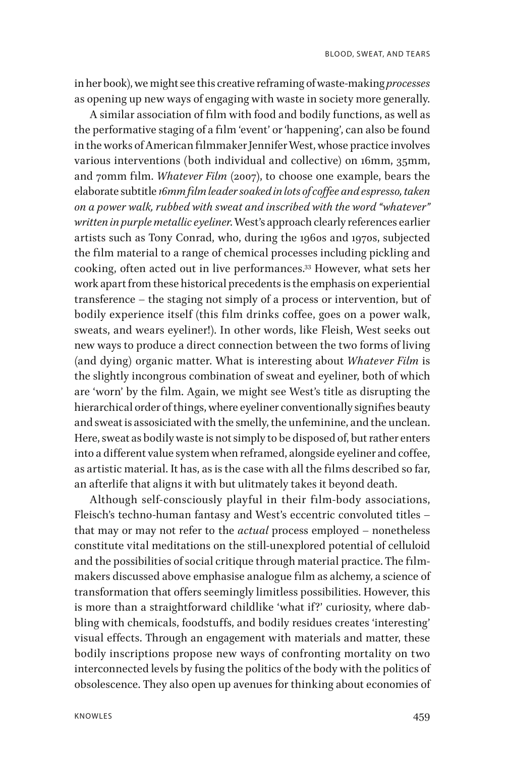in her book), we might see this creative reframing of waste-making *processes* as opening up new ways of engaging with waste in society more generally.

A similar association of film with food and bodily functions, as well as the performative staging of a film 'event' or 'happening', can also be found in the works of American filmmaker Jennifer West, whose practice involves various interventions (both individual and collective) on 16mm, 35mm, and 70mm film. *Whatever Film* (2007), to choose one example, bears the elaborate subtitle *16mm film leader soaked in lots of coffee and espresso, taken on a power walk, rubbed with sweat and inscribed with the word "whatever" written in purple metallic eyeliner*. West's approach clearly references earlier artists such as Tony Conrad, who, during the 1960s and 1970s, subjected the film material to a range of chemical processes including pickling and cooking, often acted out in live performances.[33] However, what sets her work apart from these historical precedents is the emphasis on experiential transference – the staging not simply of a process or intervention, but of bodily experience itself (this film drinks coffee, goes on a power walk, sweats, and wears eyeliner!). In other words, like Fleish, West seeks out new ways to produce a direct connection between the two forms of living (and dying) organic matter. What is interesting about *Whatever Film* is the slightly incongrous combination of sweat and eyeliner, both of which are 'worn' by the film. Again, we might see West's title as disrupting the hierarchical order of things, where eyeliner conventionally signifies beauty and sweat is assosiciated with the smelly, the unfeminine, and the unclean. Here, sweat as bodily waste is not simply to be disposed of, but rather enters into a different value system when reframed, alongside eyeliner and coffee, as artistic material. It has, as is the case with all the films described so far, an afterlife that aligns it with but ulitmately takes it beyond death.

Although self-consciously playful in their film-body associations, Fleisch's techno-human fantasy and West's eccentric convoluted titles – that may or may not refer to the *actual* process employed – nonetheless constitute vital meditations on the still-unexplored potential of celluloid and the possibilities of social critique through material practice. The filmmakers discussed above emphasise analogue film as alchemy, a science of transformation that offers seemingly limitless possibilities. However, this is more than a straightforward childlike 'what if?' curiosity, where dabbling with chemicals, foodstuffs, and bodily residues creates 'interesting' visual effects. Through an engagement with materials and matter, these bodily inscriptions propose new ways of confronting mortality on two interconnected levels by fusing the politics of the body with the politics of obsolescence. They also open up avenues for thinking about economies of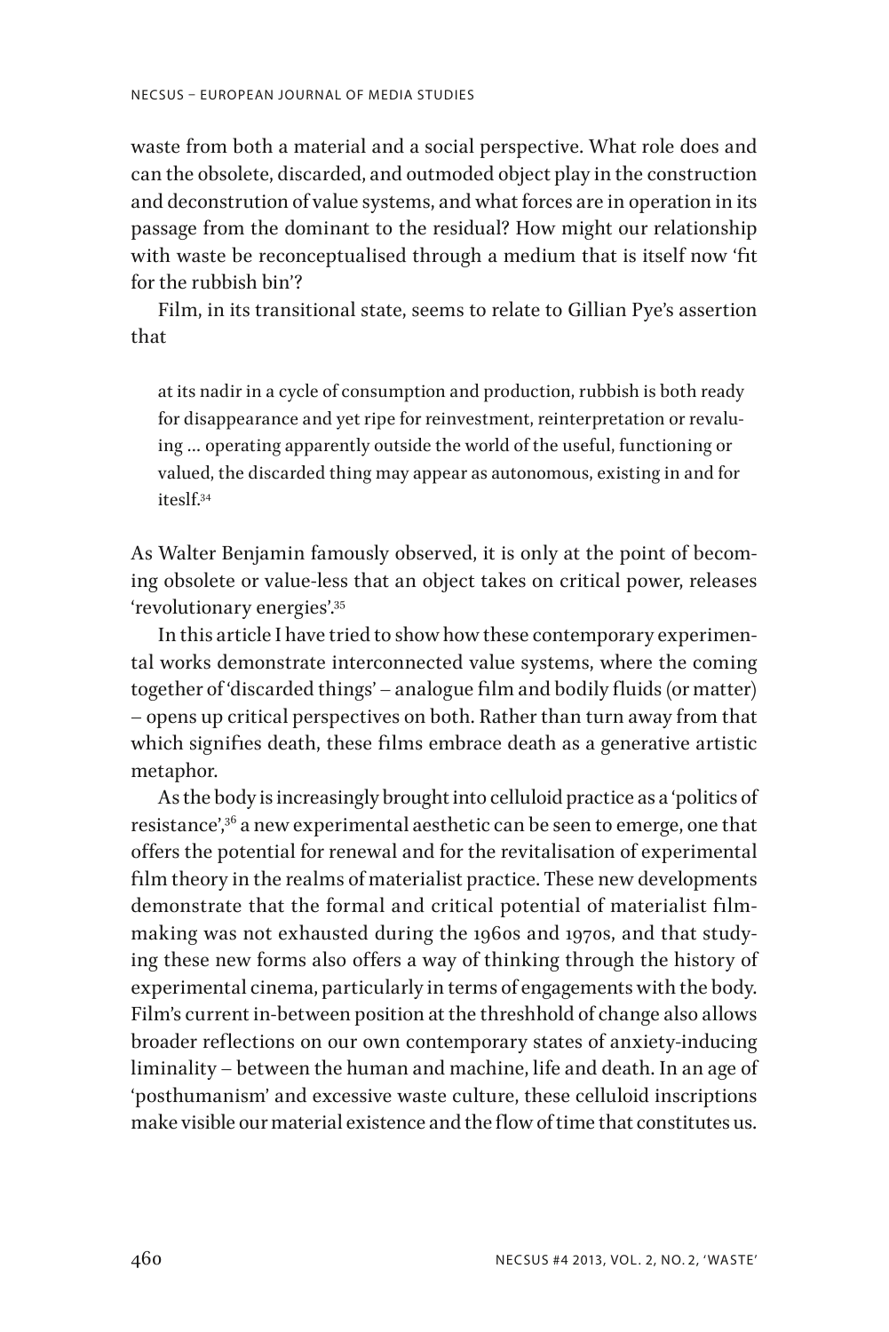waste from both a material and a social perspective. What role does and can the obsolete, discarded, and outmoded object play in the construction and deconstrution of value systems, and what forces are in operation in its passage from the dominant to the residual? How might our relationship with waste be reconceptualised through a medium that is itself now 'fit for the rubbish bin'?

Film, in its transitional state, seems to relate to Gillian Pye's assertion that

> at its nadir in a cycle of consumption and production, rubbish is both ready for disappearance and yet ripe for reinvestment, reinterpretation or revaluing ... operating apparently outside the world of the useful, functioning or valued, the discarded thing may appear as autonomous, existing in and for iteslf.[34]

As Walter Benjamin famously observed, it is only at the point of becoming obsolete or value-less that an object takes on critical power, releases 'revolutionary energies'.[35]

In this article I have tried to show how these contemporary experimental works demonstrate interconnected value systems, where the coming together of 'discarded things' – analogue film and bodily fluids (or matter) – opens up critical perspectives on both. Rather than turn away from that which signifies death, these films embrace death as a generative artistic metaphor.

As the body is increasingly brought into celluloid practice as a 'politics of resistance',[36] a new experimental aesthetic can be seen to emerge, one that offers the potential for renewal and for the revitalisation of experimental film theory in the realms of materialist practice. These new developments demonstrate that the formal and critical potential of materialist filmmaking was not exhausted during the 1960s and 1970s, and that studying these new forms also offers a way of thinking through the history of experimental cinema, particularly in terms of engagements with the body. Film's current in-between position at the threshhold of change also allows broader reflections on our own contemporary states of anxiety-inducing liminality – between the human and machine, life and death. In an age of 'posthumanism' and excessive waste culture, these celluloid inscriptions make visible our material existence and the flow of time that constitutes us.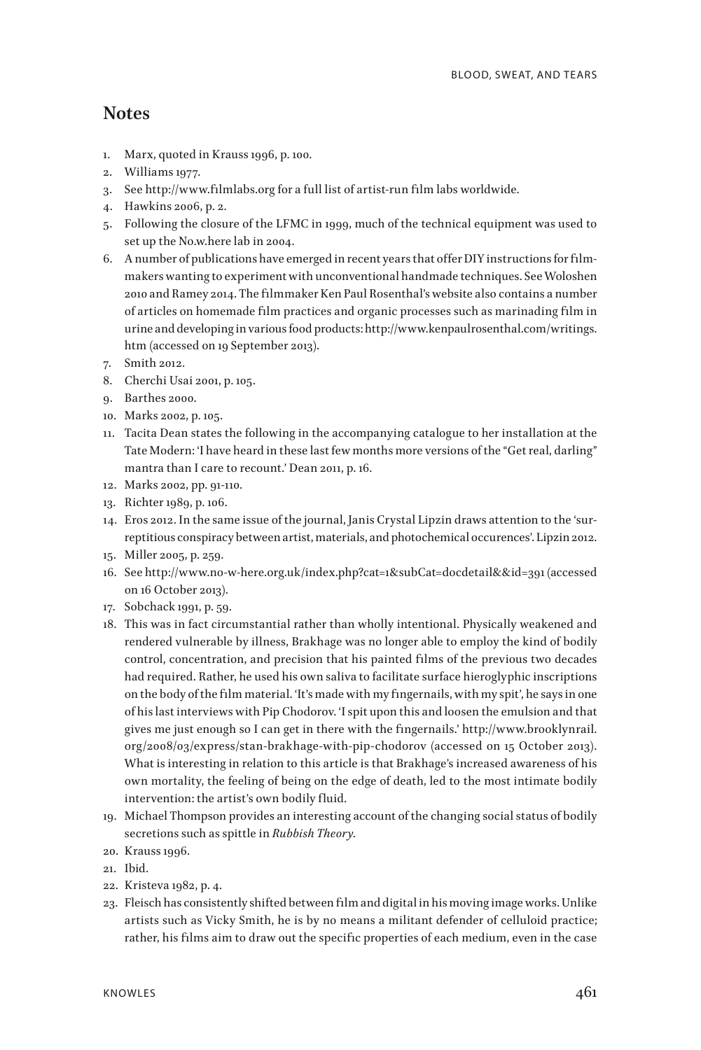## Notes

1. Marx, quoted in Krauss 1996, p. 100.
2. Williams 1977.
3. See http://www.filmlabs.org for a full list of artist-run film labs worldwide.
4. Hawkins 2006, p. 2.
5. Following the closure of the LFMC in 1999, much of the technical equipment was used to set up the No.w.here lab in 2004.
6. A number of publications have emerged in recent years that offer DIY instructions for filmmakers wanting to experiment with unconventional handmade techniques. See Woloshen 2010 and Ramey 2014. The filmmaker Ken Paul Rosenthal's website also contains a number of articles on homemade film practices and organic processes such as marinading film in urine and developing in various food products: http://www.kenpaulrosenthal.com/writings.htm (accessed on 19 September 2013).
7. Smith 2012.
8. Cherchi Usai 2001, p. 105.
9. Barthes 2000.
10. Marks 2002, p. 105.
11. Tacita Dean states the following in the accompanying catalogue to her installation at the Tate Modern: 'I have heard in these last few months more versions of the "Get real, darling" mantra than I care to recount.' Dean 2011, p. 16.
12. Marks 2002, pp. 91-110.
13. Richter 1989, p. 106.
14. Eros 2012. In the same issue of the journal, Janis Crystal Lipzin draws attention to the 'surreptitious conspiracy between artist, materials, and photochemical occurences'. Lipzin 2012.
15. Miller 2005, p. 259.
16. See http://www.no-w-here.org.uk/index.php?cat=1&subCat=docdetail&&id=391 (accessed on 16 October 2013).
17. Sobchack 1991, p. 59.
18. This was in fact circumstantial rather than wholly intentional. Physically weakened and rendered vulnerable by illness, Brakhage was no longer able to employ the kind of bodily control, concentration, and precision that his painted films of the previous two decades had required. Rather, he used his own saliva to facilitate surface hieroglyphic inscriptions on the body of the film material. 'It's made with my fingernails, with my spit', he says in one of his last interviews with Pip Chodorov. 'I spit upon this and loosen the emulsion and that gives me just enough so I can get in there with the fingernails.' http://www.brooklynrail.org/2008/03/express/stan-brakhage-with-pip-chodorov (accessed on 15 October 2013). What is interesting in relation to this article is that Brakhage's increased awareness of his own mortality, the feeling of being on the edge of death, led to the most intimate bodily intervention: the artist's own bodily fluid.
19. Michael Thompson provides an interesting account of the changing social status of bodily secretions such as spittle in *Rubbish Theory*.
20. Krauss 1996.
21. Ibid.
22. Kristeva 1982, p. 4.
23. Fleisch has consistently shifted between film and digital in his moving image works. Unlike artists such as Vicky Smith, he is by no means a militant defender of celluloid practice; rather, his films aim to draw out the specific properties of each medium, even in the case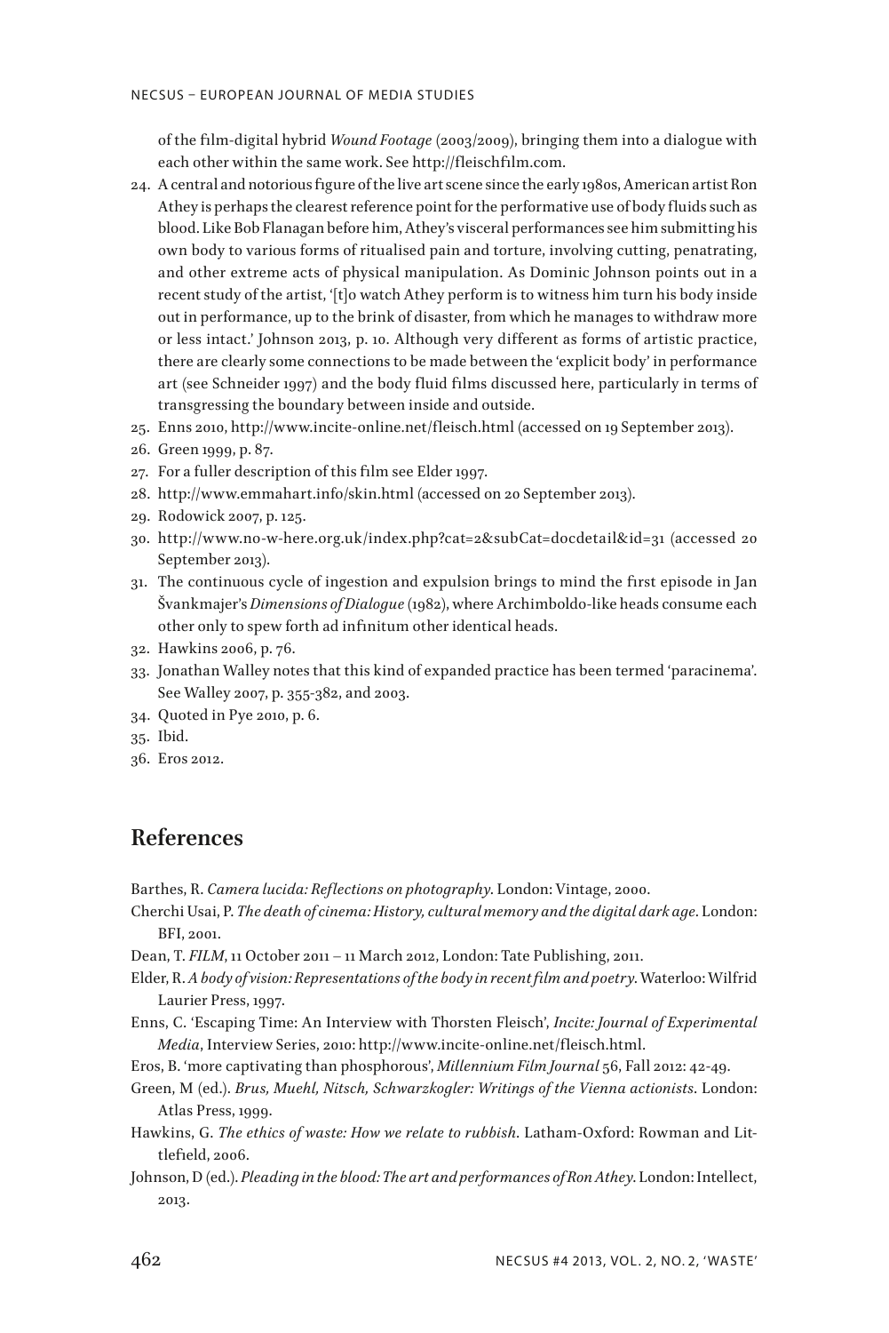of the film-digital hybrid *Wound Footage* (2003/2009), bringing them into a dialogue with each other within the same work. See http://fleischfilm.com.

24. A central and notorious figure of the live art scene since the early 1980s, American artist Ron Athey is perhaps the clearest reference point for the performative use of body fluids such as blood. Like Bob Flanagan before him, Athey's visceral performances see him submitting his own body to various forms of ritualised pain and torture, involving cutting, penatrating, and other extreme acts of physical manipulation. As Dominic Johnson points out in a recent study of the artist, '[t]o watch Athey perform is to witness him turn his body inside out in performance, up to the brink of disaster, from which he manages to withdraw more or less intact.' Johnson 2013, p. 10. Although very different as forms of artistic practice, there are clearly some connections to be made between the 'explicit body' in performance art (see Schneider 1997) and the body fluid films discussed here, particularly in terms of transgressing the boundary between inside and outside.
25. Enns 2010, http://www.incite-online.net/fleisch.html (accessed on 19 September 2013).
26. Green 1999, p. 87.
27. For a fuller description of this film see Elder 1997.
28. http://www.emmahart.info/skin.html (accessed on 20 September 2013).
29. Rodowick 2007, p. 125.
30. http://www.no-w-here.org.uk/index.php?cat=2&subCat=docdetail&id=31 (accessed 20 September 2013).
31. The continuous cycle of ingestion and expulsion brings to mind the first episode in Jan Švankmajer's *Dimensions of Dialogue* (1982), where Archimboldo-like heads consume each other only to spew forth ad infinitum other identical heads.
32. Hawkins 2006, p. 76.
33. Jonathan Walley notes that this kind of expanded practice has been termed 'paracinema'. See Walley 2007, p. 355-382, and 2003.
34. Quoted in Pye 2010, p. 6.
35. Ibid.
36. Eros 2012.

## References

Barthes, R. *Camera lucida: Reflections on photography*. London: Vintage, 2000.

Cherchi Usai, P. *The death of cinema: History, cultural memory and the digital dark age*. London: BFI, 2001.

Dean, T. *FILM*, 11 October 2011 – 11 March 2012, London: Tate Publishing, 2011.

Elder, R. *A body of vision: Representations of the body in recent film and poetry*. Waterloo: Wilfrid Laurier Press, 1997.

Enns, C. 'Escaping Time: An Interview with Thorsten Fleisch', *Incite: Journal of Experimental Media*, Interview Series, 2010: http://www.incite-online.net/fleisch.html.

Eros, B. 'more captivating than phosphorous', *Millennium Film Journal* 56, Fall 2012: 42-49.

Green, M (ed.). *Brus, Muehl, Nitsch, Schwarzkogler: Writings of the Vienna actionists*. London: Atlas Press, 1999.

Hawkins, G. *The ethics of waste: How we relate to rubbish*. Latham-Oxford: Rowman and Littlefield, 2006.

Johnson, D (ed.). *Pleading in the blood: The art and performances of Ron Athey*. London: Intellect, 2013.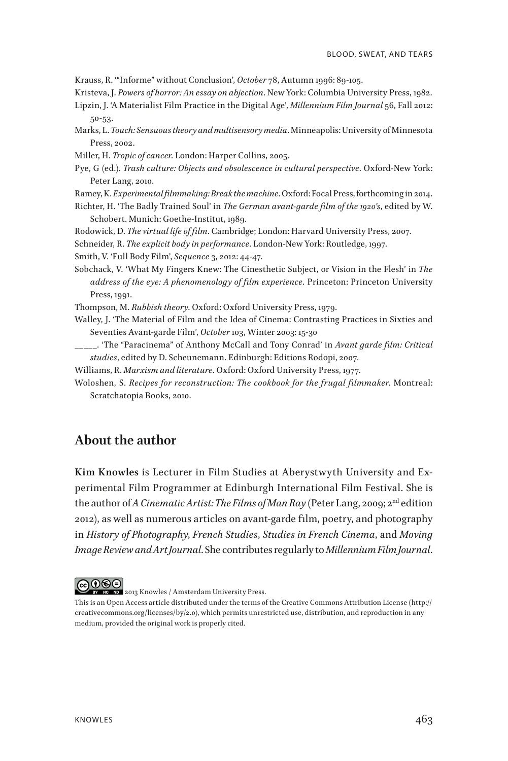Krauss, R. '"Informe" without Conclusion', *October* 78, Autumn 1996: 89-105.

Kristeva, J. *Powers of horror: An essay on abjection*. New York: Columbia University Press, 1982.

Lipzin, J. 'A Materialist Film Practice in the Digital Age', *Millennium Film Journal* 56, Fall 2012: 50-53.

Marks, L. *Touch: Sensuous theory and multisensory media*. Minneapolis: University of Minnesota Press, 2002.

Miller, H. *Tropic of cancer*. London: Harper Collins, 2005.

Pye, G (ed.). *Trash culture: Objects and obsolescence in cultural perspective*. Oxford-New York: Peter Lang, 2010.

Ramey, K. *Experimental filmmaking: Break the machine*. Oxford: Focal Press, forthcoming in 2014.

Richter, H. 'The Badly Trained Soul' in *The German avant-garde film of the 1920's*, edited by W. Schobert. Munich: Goethe-Institut, 1989.

Rodowick, D. *The virtual life of film*. Cambridge; London: Harvard University Press, 2007.

Schneider, R. *The explicit body in performance*. London-New York: Routledge, 1997.

Smith, V. 'Full Body Film', *Sequence* 3, 2012: 44-47.

Sobchack, V. 'What My Fingers Knew: The Cinesthetic Subject, or Vision in the Flesh' in *The address of the eye: A phenomenology of film experience*. Princeton: Princeton University Press, 1991.

Thompson, M. *Rubbish theory*. Oxford: Oxford University Press, 1979.

Walley, J. 'The Material of Film and the Idea of Cinema: Contrasting Practices in Sixties and Seventies Avant-garde Film', *October* 103, Winter 2003: 15-30

_____. 'The "Paracinema" of Anthony McCall and Tony Conrad' in *Avant garde film: Critical studies*, edited by D. Scheunemann. Edinburgh: Editions Rodopi, 2007.

Williams, R. *Marxism and literature*. Oxford: Oxford University Press, 1977.

Woloshen, S. *Recipes for reconstruction: The cookbook for the frugal filmmaker*. Montreal: Scratchatopia Books, 2010.

## About the author

**Kim Knowles** is Lecturer in Film Studies at Aberystwyth University and Experimental Film Programmer at Edinburgh International Film Festival. She is the author of *A Cinematic Artist: The Films of Man Ray* (Peter Lang, 2009; 2nd edition 2012), as well as numerous articles on avant-garde film, poetry, and photography in *History of Photography*, *French Studies*, *Studies in French Cinema*, and *Moving Image Review and Art Journal*. She contributes regularly to *Millennium Film Journal*.

2013 Knowles / Amsterdam University Press.

This is an Open Access article distributed under the terms of the Creative Commons Attribution License (http://creativecommons.org/licenses/by/2.0), which permits unrestricted use, distribution, and reproduction in any medium, provided the original work is properly cited.